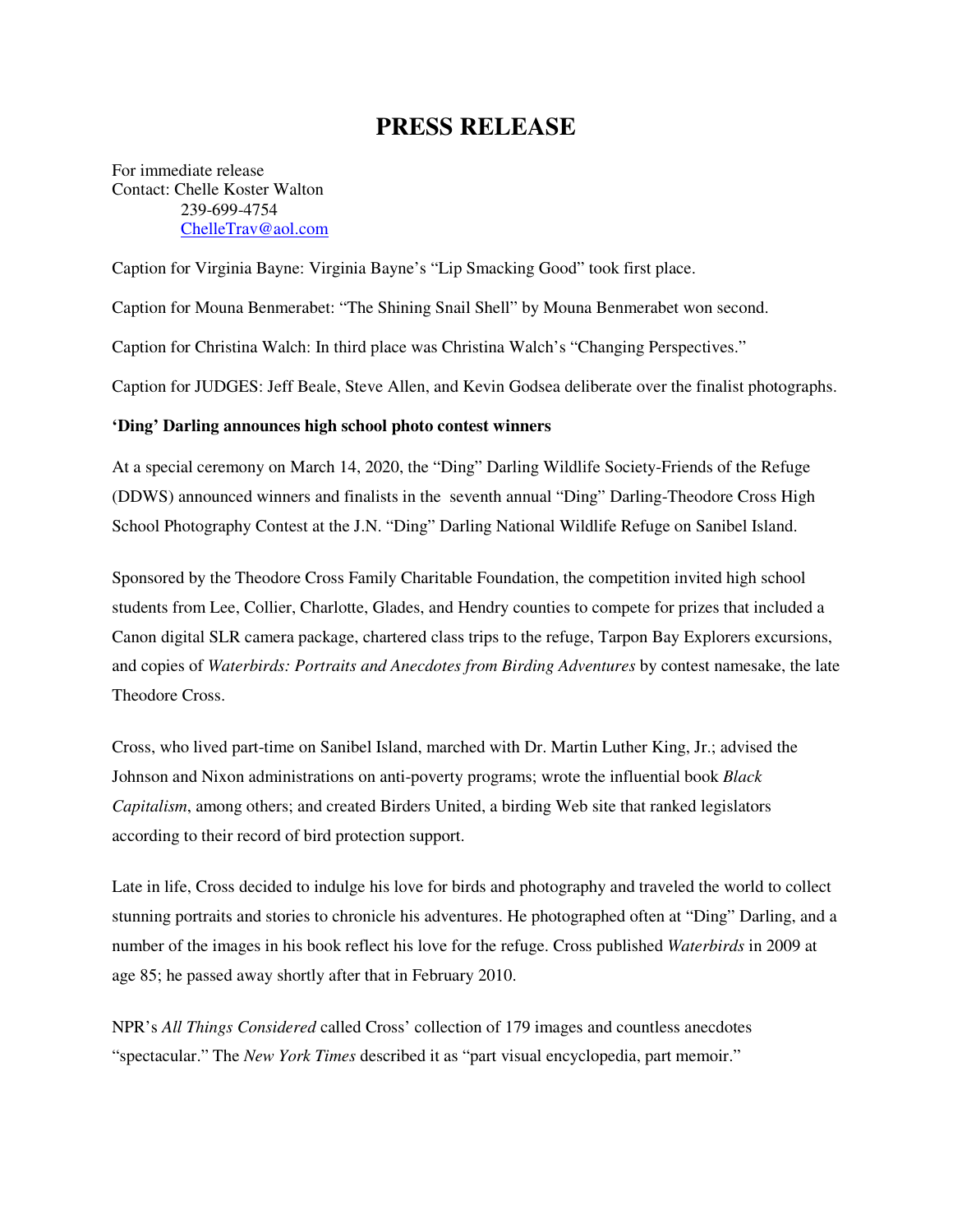# PRESS RELEASE

For immediate release
Contact: Chelle Koster Walton
239-699-4754
ChelleTrav@aol.com

Caption for Virginia Bayne: Virginia Bayne's "Lip Smacking Good" took first place.

Caption for Mouna Benmerabet: "The Shining Snail Shell" by Mouna Benmerabet won second.

Caption for Christina Walch: In third place was Christina Walch's "Changing Perspectives."

Caption for JUDGES: Jeff Beale, Steve Allen, and Kevin Godsea deliberate over the finalist photographs.

**'Ding' Darling announces high school photo contest winners**

At a special ceremony on March 14, 2020, the "Ding" Darling Wildlife Society-Friends of the Refuge (DDWS) announced winners and finalists in the seventh annual "Ding" Darling-Theodore Cross High School Photography Contest at the J.N. "Ding" Darling National Wildlife Refuge on Sanibel Island.

Sponsored by the Theodore Cross Family Charitable Foundation, the competition invited high school students from Lee, Collier, Charlotte, Glades, and Hendry counties to compete for prizes that included a Canon digital SLR camera package, chartered class trips to the refuge, Tarpon Bay Explorers excursions, and copies of *Waterbirds: Portraits and Anecdotes from Birding Adventures* by contest namesake, the late Theodore Cross.

Cross, who lived part-time on Sanibel Island, marched with Dr. Martin Luther King, Jr.; advised the Johnson and Nixon administrations on anti-poverty programs; wrote the influential book *Black Capitalism*, among others; and created Birders United, a birding Web site that ranked legislators according to their record of bird protection support.

Late in life, Cross decided to indulge his love for birds and photography and traveled the world to collect stunning portraits and stories to chronicle his adventures. He photographed often at "Ding" Darling, and a number of the images in his book reflect his love for the refuge. Cross published *Waterbirds* in 2009 at age 85; he passed away shortly after that in February 2010.

NPR's *All Things Considered* called Cross' collection of 179 images and countless anecdotes "spectacular." The *New York Times* described it as "part visual encyclopedia, part memoir."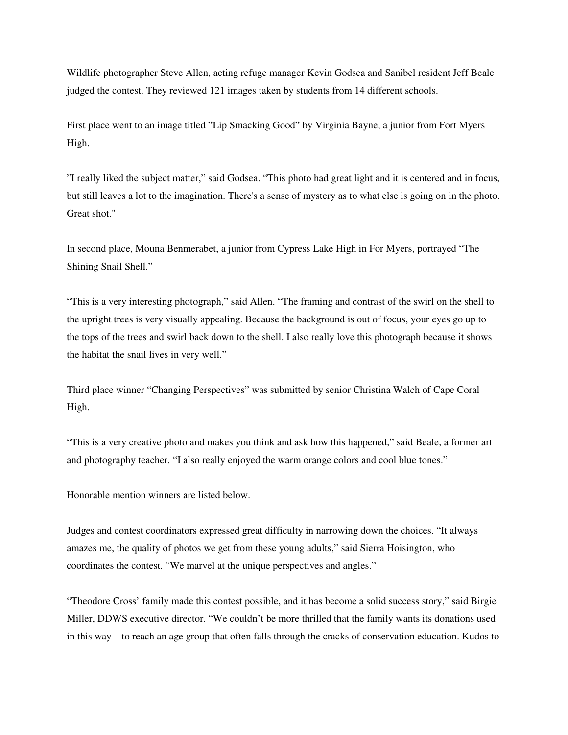Wildlife photographer Steve Allen, acting refuge manager Kevin Godsea and Sanibel resident Jeff Beale judged the contest. They reviewed 121 images taken by students from 14 different schools.

First place went to an image titled "Lip Smacking Good" by Virginia Bayne, a junior from Fort Myers High.

"I really liked the subject matter," said Godsea. "This photo had great light and it is centered and in focus, but still leaves a lot to the imagination. There's a sense of mystery as to what else is going on in the photo. Great shot."

In second place, Mouna Benmerabet, a junior from Cypress Lake High in For Myers, portrayed "The Shining Snail Shell."

"This is a very interesting photograph," said Allen. "The framing and contrast of the swirl on the shell to the upright trees is very visually appealing. Because the background is out of focus, your eyes go up to the tops of the trees and swirl back down to the shell. I also really love this photograph because it shows the habitat the snail lives in very well."

Third place winner "Changing Perspectives" was submitted by senior Christina Walch of Cape Coral High.

"This is a very creative photo and makes you think and ask how this happened," said Beale, a former art and photography teacher. "I also really enjoyed the warm orange colors and cool blue tones."

Honorable mention winners are listed below.

Judges and contest coordinators expressed great difficulty in narrowing down the choices. "It always amazes me, the quality of photos we get from these young adults," said Sierra Hoisington, who coordinates the contest. "We marvel at the unique perspectives and angles."

"Theodore Cross' family made this contest possible, and it has become a solid success story," said Birgie Miller, DDWS executive director. "We couldn't be more thrilled that the family wants its donations used in this way – to reach an age group that often falls through the cracks of conservation education. Kudos to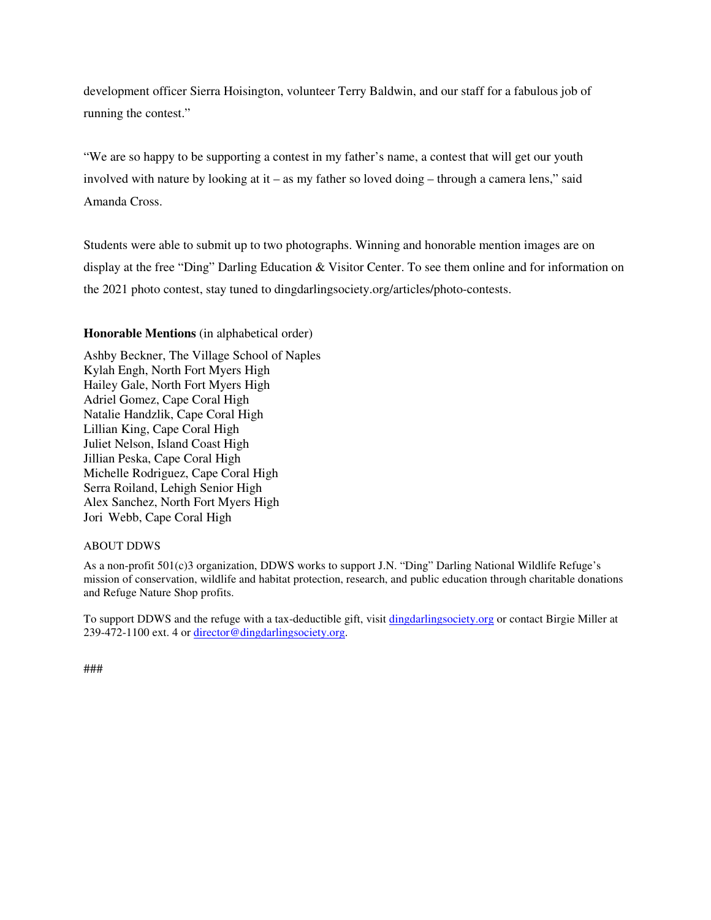development officer Sierra Hoisington, volunteer Terry Baldwin, and our staff for a fabulous job of running the contest."

"We are so happy to be supporting a contest in my father's name, a contest that will get our youth involved with nature by looking at it – as my father so loved doing – through a camera lens," said Amanda Cross.

Students were able to submit up to two photographs. Winning and honorable mention images are on display at the free "Ding" Darling Education & Visitor Center. To see them online and for information on the 2021 photo contest, stay tuned to dingdarlingsociety.org/articles/photo-contests.

**Honorable Mentions** (in alphabetical order)

Ashby Beckner, The Village School of Naples
Kylah Engh, North Fort Myers High
Hailey Gale, North Fort Myers High
Adriel Gomez, Cape Coral High
Natalie Handzlik, Cape Coral High
Lillian King, Cape Coral High
Juliet Nelson, Island Coast High
Jillian Peska, Cape Coral High
Michelle Rodriguez, Cape Coral High
Serra Roiland, Lehigh Senior High
Alex Sanchez, North Fort Myers High
Jori Webb, Cape Coral High

ABOUT DDWS

As a non-profit 501(c)3 organization, DDWS works to support J.N. "Ding" Darling National Wildlife Refuge's mission of conservation, wildlife and habitat protection, research, and public education through charitable donations and Refuge Nature Shop profits.

To support DDWS and the refuge with a tax-deductible gift, visit dingdarlingsociety.org or contact Birgie Miller at 239-472-1100 ext. 4 or director@dingdarlingsociety.org.

###